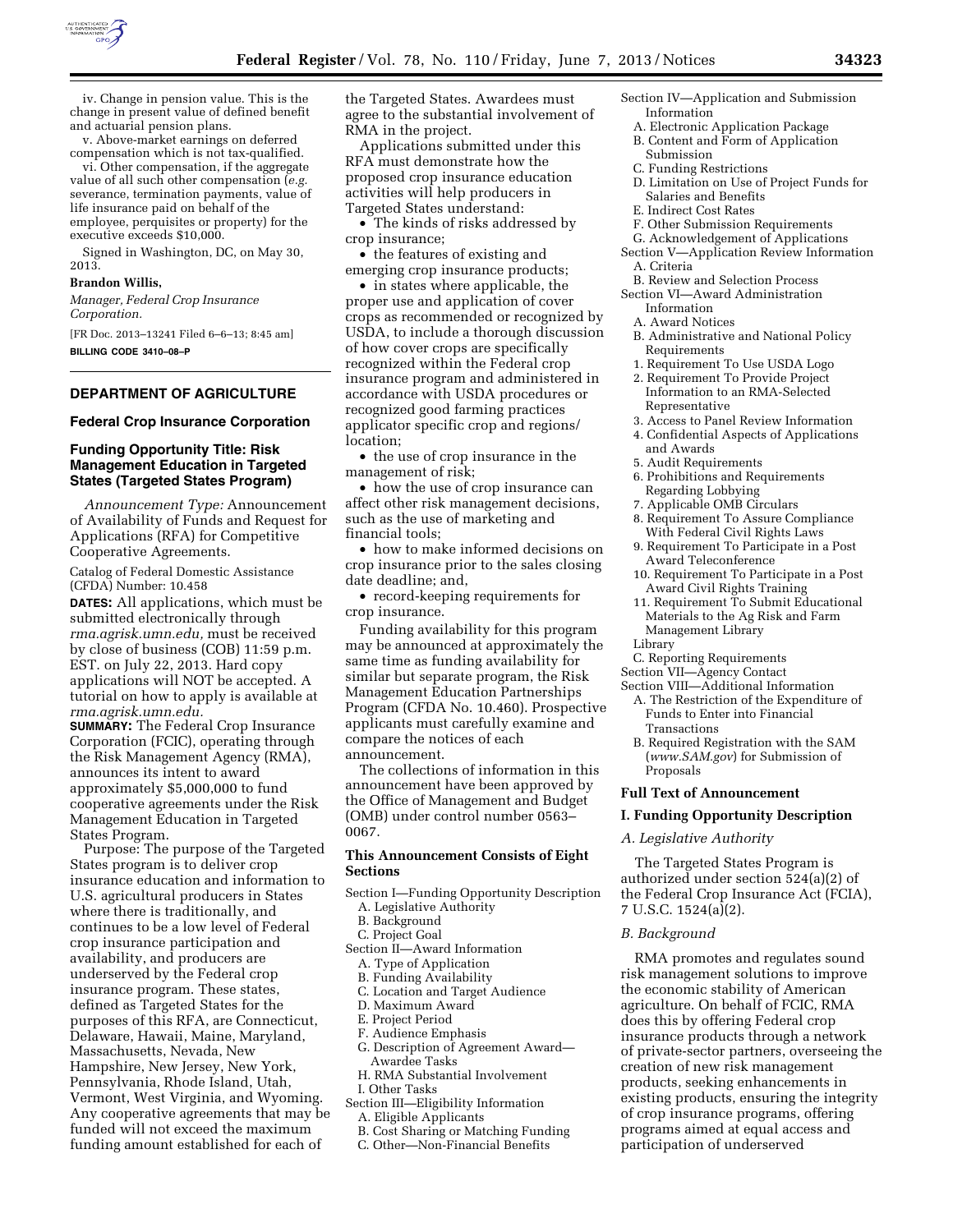iv. Change in pension value. This is the change in present value of defined benefit and actuarial pension plans.

v. Above-market earnings on deferred compensation which is not tax-qualified.

vi. Other compensation, if the aggregate value of all such other compensation (*e.g.* severance, termination payments, value of life insurance paid on behalf of the employee, perquisites or property) for the executive exceeds $10,000.

Signed in Washington, DC, on May 30, 2013.

**Brandon Willis,**

*Manager, Federal Crop Insurance Corporation.*

[FR Doc. 2013–13241 Filed 6–6–13; 8:45 am]

**BILLING CODE 3410–08–P**

## DEPARTMENT OF AGRICULTURE

### Federal Crop Insurance Corporation

### Funding Opportunity Title: Risk Management Education in Targeted States (Targeted States Program)

*Announcement Type:* Announcement of Availability of Funds and Request for Applications (RFA) for Competitive Cooperative Agreements.

Catalog of Federal Domestic Assistance (CFDA) Number: 10.458

**DATES:** All applications, which must be submitted electronically through *rma.agrisk.umn.edu,* must be received by close of business (COB) 11:59 p.m. EST. on July 22, 2013. Hard copy applications will NOT be accepted. A tutorial on how to apply is available at *rma.agrisk.umn.edu.*

**SUMMARY:** The Federal Crop Insurance Corporation (FCIC), operating through the Risk Management Agency (RMA), announces its intent to award approximately $5,000,000 to fund cooperative agreements under the Risk Management Education in Targeted States Program.

Purpose: The purpose of the Targeted States program is to deliver crop insurance education and information to U.S. agricultural producers in States where there is traditionally, and continues to be a low level of Federal crop insurance participation and availability, and producers are underserved by the Federal crop insurance program. These states, defined as Targeted States for the purposes of this RFA, are Connecticut, Delaware, Hawaii, Maine, Maryland, Massachusetts, Nevada, New Hampshire, New Jersey, New York, Pennsylvania, Rhode Island, Utah, Vermont, West Virginia, and Wyoming. Any cooperative agreements that may be funded will not exceed the maximum funding amount established for each of the Targeted States. Awardees must agree to the substantial involvement of RMA in the project.

Applications submitted under this RFA must demonstrate how the proposed crop insurance education activities will help producers in Targeted States understand:

- The kinds of risks addressed by crop insurance;
- the features of existing and emerging crop insurance products;
- in states where applicable, the proper use and application of cover crops as recommended or recognized by USDA, to include a thorough discussion of how cover crops are specifically recognized within the Federal crop insurance program and administered in accordance with USDA procedures or recognized good farming practices applicator specific crop and regions/location;
- the use of crop insurance in the management of risk;
- how the use of crop insurance can affect other risk management decisions, such as the use of marketing and financial tools;
- how to make informed decisions on crop insurance prior to the sales closing date deadline; and,
- record-keeping requirements for crop insurance.

Funding availability for this program may be announced at approximately the same time as funding availability for similar but separate program, the Risk Management Education Partnerships Program (CFDA No. 10.460). Prospective applicants must carefully examine and compare the notices of each announcement.

The collections of information in this announcement have been approved by the Office of Management and Budget (OMB) under control number 0563–0067.

### This Announcement Consists of Eight Sections

Section I—Funding Opportunity Description
- A. Legislative Authority
- B. Background
- C. Project Goal

Section II—Award Information
- A. Type of Application
- B. Funding Availability
- C. Location and Target Audience
- D. Maximum Award
- E. Project Period
- F. Audience Emphasis
- G. Description of Agreement Award—Awardee Tasks
- H. RMA Substantial Involvement
- I. Other Tasks

Section III—Eligibility Information
- A. Eligible Applicants
- B. Cost Sharing or Matching Funding
- C. Other—Non-Financial Benefits

Section IV—Application and Submission Information
- A. Electronic Application Package
- B. Content and Form of Application Submission
- C. Funding Restrictions
- D. Limitation on Use of Project Funds for Salaries and Benefits
- E. Indirect Cost Rates
- F. Other Submission Requirements
- G. Acknowledgement of Applications

Section V—Application Review Information
- A. Criteria
- B. Review and Selection Process

Section VI—Award Administration Information
- A. Award Notices
- B. Administrative and National Policy Requirements
  1. Requirement To Use USDA Logo
  2. Requirement To Provide Project Information to an RMA-Selected Representative
  3. Access to Panel Review Information
  4. Confidential Aspects of Applications and Awards
  5. Audit Requirements
  6. Prohibitions and Requirements Regarding Lobbying
  7. Applicable OMB Circulars
  8. Requirement To Assure Compliance With Federal Civil Rights Laws
  9. Requirement To Participate in a Post Award Teleconference
  10. Requirement To Participate in a Post Award Civil Rights Training
  11. Requirement To Submit Educational Materials to the Ag Risk and Farm Management Library
- C. Reporting Requirements

Section VII—Agency Contact

Section VIII—Additional Information
- A. The Restriction of the Expenditure of Funds to Enter into Financial Transactions
- B. Required Registration with the SAM (*www.SAM.gov*) for Submission of Proposals

### Full Text of Announcement

### I. Funding Opportunity Description

*A. Legislative Authority*

The Targeted States Program is authorized under section 524(a)(2) of the Federal Crop Insurance Act (FCIA), 7 U.S.C. 1524(a)(2).

*B. Background*

RMA promotes and regulates sound risk management solutions to improve the economic stability of American agriculture. On behalf of FCIC, RMA does this by offering Federal crop insurance products through a network of private-sector partners, overseeing the creation of new risk management products, seeking enhancements in existing products, ensuring the integrity of crop insurance programs, offering programs aimed at equal access and participation of underserved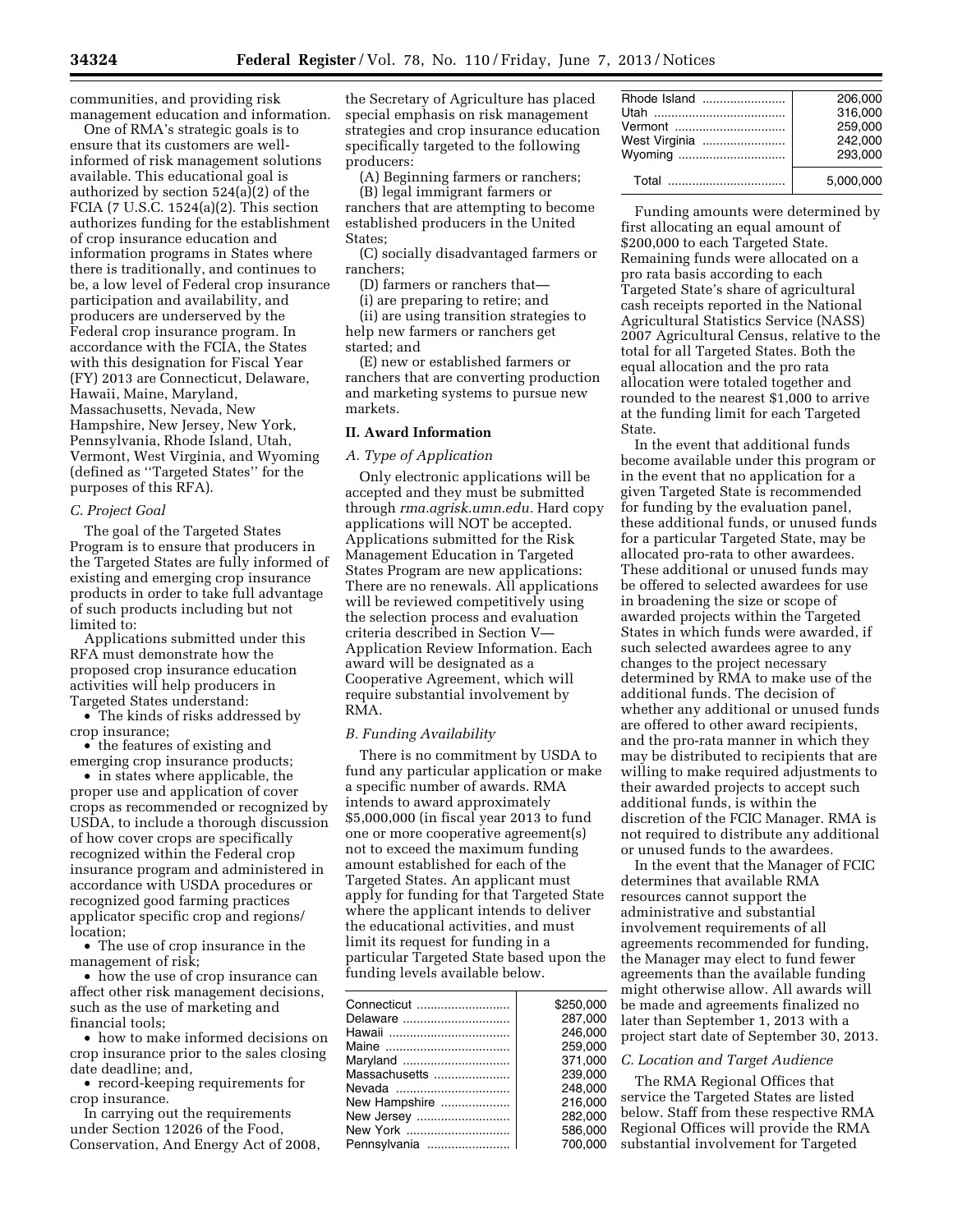communities, and providing risk management education and information.

One of RMA's strategic goals is to ensure that its customers are well-informed of risk management solutions available. This educational goal is authorized by section 524(a)(2) of the FCIA (7 U.S.C. 1524(a)(2). This section authorizes funding for the establishment of crop insurance education and information programs in States where there is traditionally, and continues to be, a low level of Federal crop insurance participation and availability, and producers are underserved by the Federal crop insurance program. In accordance with the FCIA, the States with this designation for Fiscal Year (FY) 2013 are Connecticut, Delaware, Hawaii, Maine, Maryland, Massachusetts, Nevada, New Hampshire, New Jersey, New York, Pennsylvania, Rhode Island, Utah, Vermont, West Virginia, and Wyoming (defined as ''Targeted States'' for the purposes of this RFA).

### *C. Project Goal*

The goal of the Targeted States Program is to ensure that producers in the Targeted States are fully informed of existing and emerging crop insurance products in order to take full advantage of such products including but not limited to:

Applications submitted under this RFA must demonstrate how the proposed crop insurance education activities will help producers in Targeted States understand:

- The kinds of risks addressed by crop insurance;
- the features of existing and emerging crop insurance products;
- in states where applicable, the proper use and application of cover crops as recommended or recognized by USDA, to include a thorough discussion of how cover crops are specifically recognized within the Federal crop insurance program and administered in accordance with USDA procedures or recognized good farming practices applicator specific crop and regions/location;
- The use of crop insurance in the management of risk;
- how the use of crop insurance can affect other risk management decisions, such as the use of marketing and financial tools;
- how to make informed decisions on crop insurance prior to the sales closing date deadline; and,
- record-keeping requirements for crop insurance.

In carrying out the requirements under Section 12026 of the Food, Conservation, And Energy Act of 2008, the Secretary of Agriculture has placed special emphasis on risk management strategies and crop insurance education specifically targeted to the following producers:

(A) Beginning farmers or ranchers;

(B) legal immigrant farmers or ranchers that are attempting to become established producers in the United States;

(C) socially disadvantaged farmers or ranchers;

(D) farmers or ranchers that—

(i) are preparing to retire; and

(ii) are using transition strategies to help new farmers or ranchers get started; and

(E) new or established farmers or ranchers that are converting production and marketing systems to pursue new markets.

## II. Award Information

### *A. Type of Application*

Only electronic applications will be accepted and they must be submitted through *rma.agrisk.umn.edu.* Hard copy applications will NOT be accepted. Applications submitted for the Risk Management Education in Targeted States Program are new applications: There are no renewals. All applications will be reviewed competitively using the selection process and evaluation criteria described in Section V—Application Review Information. Each award will be designated as a Cooperative Agreement, which will require substantial involvement by RMA.

### *B. Funding Availability*

There is no commitment by USDA to fund any particular application or make a specific number of awards. RMA intends to award approximately $5,000,000 (in fiscal year 2013 to fund one or more cooperative agreement(s) not to exceed the maximum funding amount established for each of the Targeted States. An applicant must apply for funding for that Targeted State where the applicant intends to deliver the educational activities, and must limit its request for funding in a particular Targeted State based upon the funding levels available below.

| State | Amount |
|---|---|
| Connecticut | $250,000 |
| Delaware | 287,000 |
| Hawaii | 246,000 |
| Maine | 259,000 |
| Maryland | 371,000 |
| Massachusetts | 239,000 |
| Nevada | 248,000 |
| New Hampshire | 216,000 |
| New Jersey | 282,000 |
| New York | 586,000 |
| Pennsylvania | 700,000 |
| Rhode Island | 206,000 |
| Utah | 316,000 |
| Vermont | 259,000 |
| West Virginia | 242,000 |
| Wyoming | 293,000 |
| Total | 5,000,000 |

Funding amounts were determined by first allocating an equal amount of $200,000 to each Targeted State. Remaining funds were allocated on a pro rata basis according to each Targeted State's share of agricultural cash receipts reported in the National Agricultural Statistics Service (NASS) 2007 Agricultural Census, relative to the total for all Targeted States. Both the equal allocation and the pro rata allocation were totaled together and rounded to the nearest $1,000 to arrive at the funding limit for each Targeted State.

In the event that additional funds become available under this program or in the event that no application for a given Targeted State is recommended for funding by the evaluation panel, these additional funds, or unused funds for a particular Targeted State, may be allocated pro-rata to other awardees. These additional or unused funds may be offered to selected awardees for use in broadening the size or scope of awarded projects within the Targeted States in which funds were awarded, if such selected awardees agree to any changes to the project necessary determined by RMA to make use of the additional funds. The decision of whether any additional or unused funds are offered to other award recipients, and the pro-rata manner in which they may be distributed to recipients that are willing to make required adjustments to their awarded projects to accept such additional funds, is within the discretion of the FCIC Manager. RMA is not required to distribute any additional or unused funds to the awardees.

In the event that the Manager of FCIC determines that available RMA resources cannot support the administrative and substantial involvement requirements of all agreements recommended for funding, the Manager may elect to fund fewer agreements than the available funding might otherwise allow. All awards will be made and agreements finalized no later than September 1, 2013 with a project start date of September 30, 2013.

### *C. Location and Target Audience*

The RMA Regional Offices that service the Targeted States are listed below. Staff from these respective RMA Regional Offices will provide the RMA substantial involvement for Targeted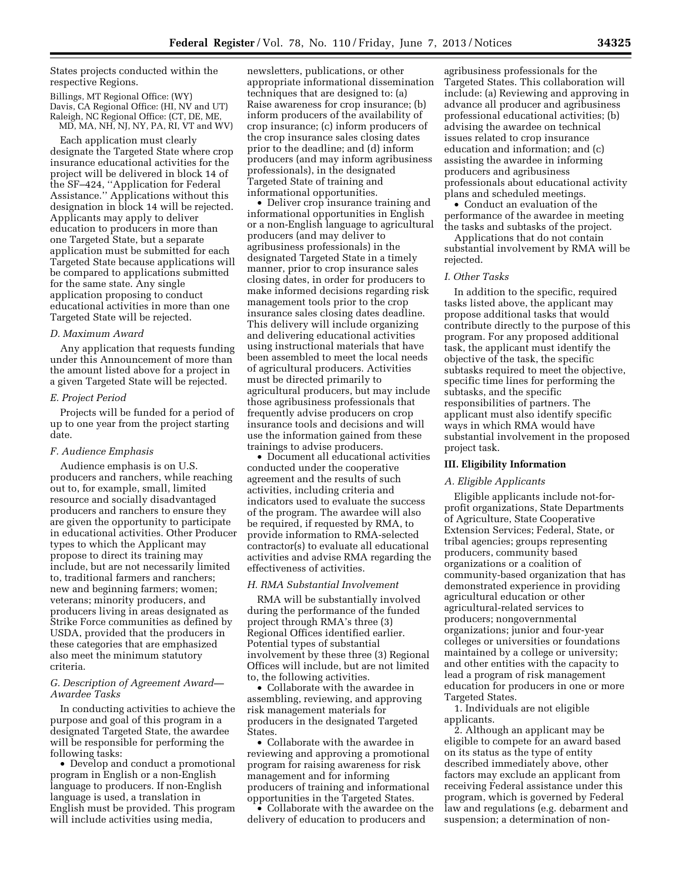States projects conducted within the respective Regions.

Billings, MT Regional Office: (WY)
Davis, CA Regional Office: (HI, NV and UT)
Raleigh, NC Regional Office: (CT, DE, ME, MD, MA, NH, NJ, NY, PA, RI, VT and WV)

Each application must clearly designate the Targeted State where crop insurance educational activities for the project will be delivered in block 14 of the SF–424, ''Application for Federal Assistance.'' Applications without this designation in block 14 will be rejected. Applicants may apply to deliver education to producers in more than one Targeted State, but a separate application must be submitted for each Targeted State because applications will be compared to applications submitted for the same state. Any single application proposing to conduct educational activities in more than one Targeted State will be rejected.

### D. Maximum Award

Any application that requests funding under this Announcement of more than the amount listed above for a project in a given Targeted State will be rejected.

### E. Project Period

Projects will be funded for a period of up to one year from the project starting date.

### F. Audience Emphasis

Audience emphasis is on U.S. producers and ranchers, while reaching out to, for example, small, limited resource and socially disadvantaged producers and ranchers to ensure they are given the opportunity to participate in educational activities. Other Producer types to which the Applicant may propose to direct its training may include, but are not necessarily limited to, traditional farmers and ranchers; new and beginning farmers; women; veterans; minority producers, and producers living in areas designated as Strike Force communities as defined by USDA, provided that the producers in these categories that are emphasized also meet the minimum statutory criteria.

### G. Description of Agreement Award—Awardee Tasks

In conducting activities to achieve the purpose and goal of this program in a designated Targeted State, the awardee will be responsible for performing the following tasks:

- Develop and conduct a promotional program in English or a non-English language to producers. If non-English language is used, a translation in English must be provided. This program will include activities using media, newsletters, publications, or other appropriate informational dissemination techniques that are designed to: (a) Raise awareness for crop insurance; (b) inform producers of the availability of crop insurance; (c) inform producers of the crop insurance sales closing dates prior to the deadline; and (d) inform producers (and may inform agribusiness professionals), in the designated Targeted State of training and informational opportunities.
- Deliver crop insurance training and informational opportunities in English or a non-English language to agricultural producers (and may deliver to agribusiness professionals) in the designated Targeted State in a timely manner, prior to crop insurance sales closing dates, in order for producers to make informed decisions regarding risk management tools prior to the crop insurance sales closing dates deadline. This delivery will include organizing and delivering educational activities using instructional materials that have been assembled to meet the local needs of agricultural producers. Activities must be directed primarily to agricultural producers, but may include those agribusiness professionals that frequently advise producers on crop insurance tools and decisions and will use the information gained from these trainings to advise producers.
- Document all educational activities conducted under the cooperative agreement and the results of such activities, including criteria and indicators used to evaluate the success of the program. The awardee will also be required, if requested by RMA, to provide information to RMA-selected contractor(s) to evaluate all educational activities and advise RMA regarding the effectiveness of activities.

### H. RMA Substantial Involvement

RMA will be substantially involved during the performance of the funded project through RMA's three (3) Regional Offices identified earlier. Potential types of substantial involvement by these three (3) Regional Offices will include, but are not limited to, the following activities.

- Collaborate with the awardee in assembling, reviewing, and approving risk management materials for producers in the designated Targeted States.
- Collaborate with the awardee in reviewing and approving a promotional program for raising awareness for risk management and for informing producers of training and informational opportunities in the Targeted States.
- Collaborate with the awardee on the delivery of education to producers and agribusiness professionals for the Targeted States. This collaboration will include: (a) Reviewing and approving in advance all producer and agribusiness professional educational activities; (b) advising the awardee on technical issues related to crop insurance education and information; and (c) assisting the awardee in informing producers and agribusiness professionals about educational activity plans and scheduled meetings.
- Conduct an evaluation of the performance of the awardee in meeting the tasks and subtasks of the project.

Applications that do not contain substantial involvement by RMA will be rejected.

### I. Other Tasks

In addition to the specific, required tasks listed above, the applicant may propose additional tasks that would contribute directly to the purpose of this program. For any proposed additional task, the applicant must identify the objective of the task, the specific subtasks required to meet the objective, specific time lines for performing the subtasks, and the specific responsibilities of partners. The applicant must also identify specific ways in which RMA would have substantial involvement in the proposed project task.

## III. Eligibility Information

### A. Eligible Applicants

Eligible applicants include not-for-profit organizations, State Departments of Agriculture, State Cooperative Extension Services; Federal, State, or tribal agencies; groups representing producers, community based organizations or a coalition of community-based organization that has demonstrated experience in providing agricultural education or other agricultural-related services to producers; nongovernmental organizations; junior and four-year colleges or universities or foundations maintained by a college or university; and other entities with the capacity to lead a program of risk management education for producers in one or more Targeted States.

1. Individuals are not eligible applicants.

2. Although an applicant may be eligible to compete for an award based on its status as the type of entity described immediately above, other factors may exclude an applicant from receiving Federal assistance under this program, which is governed by Federal law and regulations (e.g. debarment and suspension; a determination of non-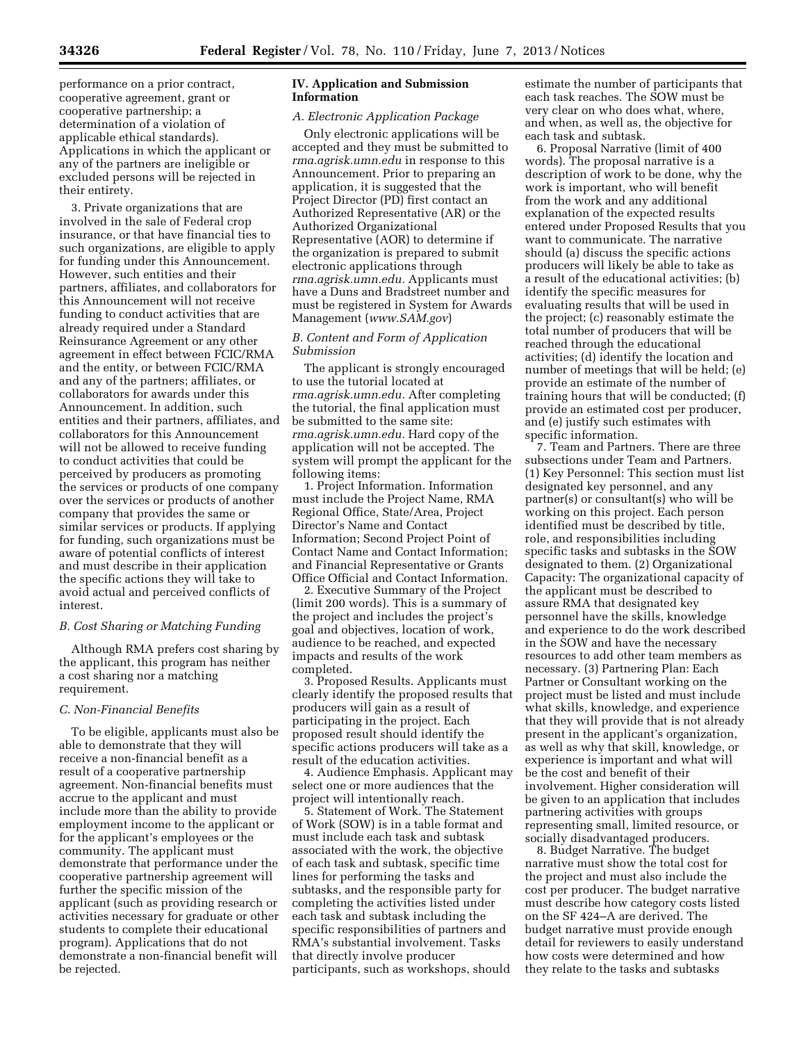performance on a prior contract, cooperative agreement, grant or cooperative partnership; a determination of a violation of applicable ethical standards). Applications in which the applicant or any of the partners are ineligible or excluded persons will be rejected in their entirety.

3. Private organizations that are involved in the sale of Federal crop insurance, or that have financial ties to such organizations, are eligible to apply for funding under this Announcement. However, such entities and their partners, affiliates, and collaborators for this Announcement will not receive funding to conduct activities that are already required under a Standard Reinsurance Agreement or any other agreement in effect between FCIC/RMA and the entity, or between FCIC/RMA and any of the partners; affiliates, or collaborators for awards under this Announcement. In addition, such entities and their partners, affiliates, and collaborators for this Announcement will not be allowed to receive funding to conduct activities that could be perceived by producers as promoting the services or products of one company over the services or products of another company that provides the same or similar services or products. If applying for funding, such organizations must be aware of potential conflicts of interest and must describe in their application the specific actions they will take to avoid actual and perceived conflicts of interest.

### B. Cost Sharing or Matching Funding

Although RMA prefers cost sharing by the applicant, this program has neither a cost sharing nor a matching requirement.

### C. Non-Financial Benefits

To be eligible, applicants must also be able to demonstrate that they will receive a non-financial benefit as a result of a cooperative partnership agreement. Non-financial benefits must accrue to the applicant and must include more than the ability to provide employment income to the applicant or for the applicant's employees or the community. The applicant must demonstrate that performance under the cooperative partnership agreement will further the specific mission of the applicant (such as providing research or activities necessary for graduate or other students to complete their educational program). Applications that do not demonstrate a non-financial benefit will be rejected.

## IV. Application and Submission Information

### A. Electronic Application Package

Only electronic applications will be accepted and they must be submitted to *rma.agrisk.umn.edu* in response to this Announcement. Prior to preparing an application, it is suggested that the Project Director (PD) first contact an Authorized Representative (AR) or the Authorized Organizational Representative (AOR) to determine if the organization is prepared to submit electronic applications through *rma.agrisk.umn.edu.* Applicants must have a Duns and Bradstreet number and must be registered in System for Awards Management (*www.SAM.gov*)

### B. Content and Form of Application Submission

The applicant is strongly encouraged to use the tutorial located at *rma.agrisk.umn.edu.* After completing the tutorial, the final application must be submitted to the same site: *rma.agrisk.umn.edu.* Hard copy of the application will not be accepted. The system will prompt the applicant for the following items:

1. Project Information. Information must include the Project Name, RMA Regional Office, State/Area, Project Director's Name and Contact Information; Second Project Point of Contact Name and Contact Information; and Financial Representative or Grants Office Official and Contact Information.

2. Executive Summary of the Project (limit 200 words). This is a summary of the project and includes the project's goal and objectives, location of work, audience to be reached, and expected impacts and results of the work completed.

3. Proposed Results. Applicants must clearly identify the proposed results that producers will gain as a result of participating in the project. Each proposed result should identify the specific actions producers will take as a result of the education activities.

4. Audience Emphasis. Applicant may select one or more audiences that the project will intentionally reach.

5. Statement of Work. The Statement of Work (SOW) is in a table format and must include each task and subtask associated with the work, the objective of each task and subtask, specific time lines for performing the tasks and subtasks, and the responsible party for completing the activities listed under each task and subtask including the specific responsibilities of partners and RMA's substantial involvement. Tasks that directly involve producer participants, such as workshops, should estimate the number of participants that each task reaches. The SOW must be very clear on who does what, where, and when, as well as, the objective for each task and subtask.

6. Proposal Narrative (limit of 400 words). The proposal narrative is a description of work to be done, why the work is important, who will benefit from the work and any additional explanation of the expected results entered under Proposed Results that you want to communicate. The narrative should (a) discuss the specific actions producers will likely be able to take as a result of the educational activities; (b) identify the specific measures for evaluating results that will be used in the project; (c) reasonably estimate the total number of producers that will be reached through the educational activities; (d) identify the location and number of meetings that will be held; (e) provide an estimate of the number of training hours that will be conducted; (f) provide an estimated cost per producer, and (e) justify such estimates with specific information.

7. Team and Partners. There are three subsections under Team and Partners. (1) Key Personnel: This section must list designated key personnel, and any partner(s) or consultant(s) who will be working on this project. Each person identified must be described by title, role, and responsibilities including specific tasks and subtasks in the SOW designated to them. (2) Organizational Capacity: The organizational capacity of the applicant must be described to assure RMA that designated key personnel have the skills, knowledge and experience to do the work described in the SOW and have the necessary resources to add other team members as necessary. (3) Partnering Plan: Each Partner or Consultant working on the project must be listed and must include what skills, knowledge, and experience that they will provide that is not already present in the applicant's organization, as well as why that skill, knowledge, or experience is important and what will be the cost and benefit of their involvement. Higher consideration will be given to an application that includes partnering activities with groups representing small, limited resource, or socially disadvantaged producers.

8. Budget Narrative. The budget narrative must show the total cost for the project and must also include the cost per producer. The budget narrative must describe how category costs listed on the SF 424–A are derived. The budget narrative must provide enough detail for reviewers to easily understand how costs were determined and how they relate to the tasks and subtasks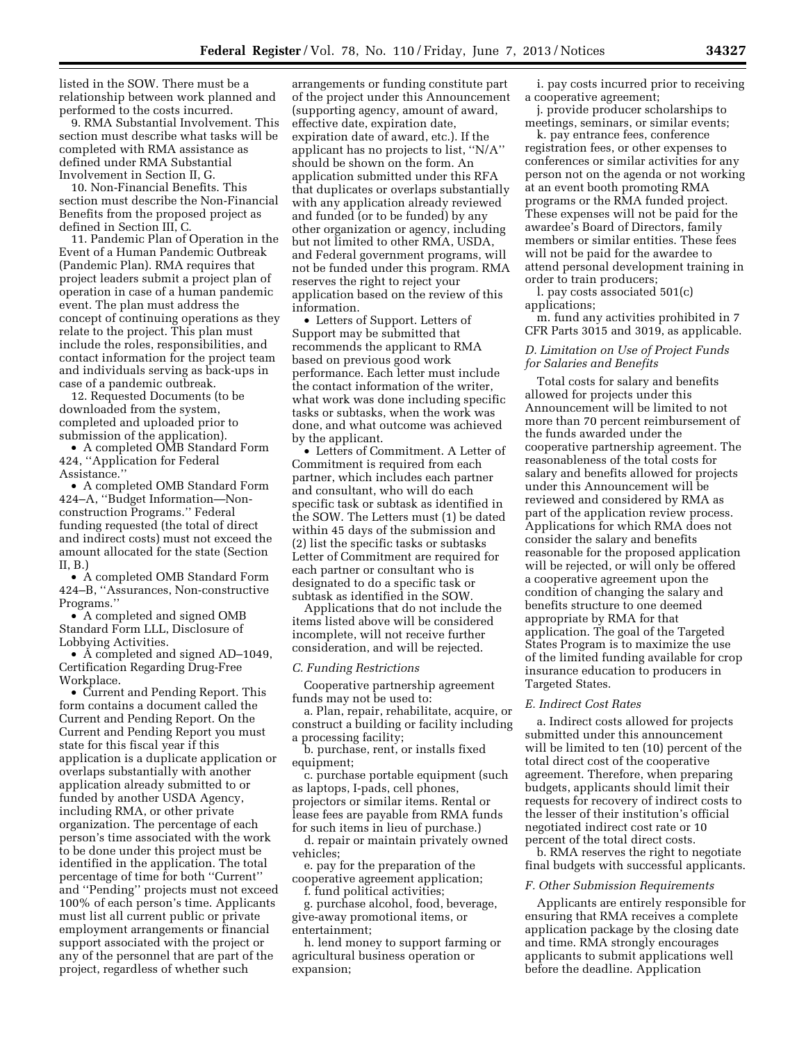listed in the SOW. There must be a relationship between work planned and performed to the costs incurred.

9. RMA Substantial Involvement. This section must describe what tasks will be completed with RMA assistance as defined under RMA Substantial Involvement in Section II, G.

10. Non-Financial Benefits. This section must describe the Non-Financial Benefits from the proposed project as defined in Section III, C.

11. Pandemic Plan of Operation in the Event of a Human Pandemic Outbreak (Pandemic Plan). RMA requires that project leaders submit a project plan of operation in case of a human pandemic event. The plan must address the concept of continuing operations as they relate to the project. This plan must include the roles, responsibilities, and contact information for the project team and individuals serving as back-ups in case of a pandemic outbreak.

12. Requested Documents (to be downloaded from the system, completed and uploaded prior to submission of the application).

- A completed OMB Standard Form 424, ''Application for Federal Assistance.''
- A completed OMB Standard Form 424–A, ''Budget Information—Non-construction Programs.'' Federal funding requested (the total of direct and indirect costs) must not exceed the amount allocated for the state (Section II, B.)
- A completed OMB Standard Form 424–B, ''Assurances, Non-constructive Programs.''
- A completed and signed OMB Standard Form LLL, Disclosure of Lobbying Activities.
- A completed and signed AD–1049, Certification Regarding Drug-Free Workplace.
- Current and Pending Report. This form contains a document called the Current and Pending Report. On the Current and Pending Report you must state for this fiscal year if this application is a duplicate application or overlaps substantially with another application already submitted to or funded by another USDA Agency, including RMA, or other private organization. The percentage of each person's time associated with the work to be done under this project must be identified in the application. The total percentage of time for both ''Current'' and ''Pending'' projects must not exceed 100% of each person's time. Applicants must list all current public or private employment arrangements or financial support associated with the project or any of the personnel that are part of the project, regardless of whether such arrangements or funding constitute part of the project under this Announcement (supporting agency, amount of award, effective date, expiration date, expiration date of award, etc.). If the applicant has no projects to list, ''N/A'' should be shown on the form. An application submitted under this RFA that duplicates or overlaps substantially with any application already reviewed and funded (or to be funded) by any other organization or agency, including but not limited to other RMA, USDA, and Federal government programs, will not be funded under this program. RMA reserves the right to reject your application based on the review of this information.
- Letters of Support. Letters of Support may be submitted that recommends the applicant to RMA based on previous good work performance. Each letter must include the contact information of the writer, what work was done including specific tasks or subtasks, when the work was done, and what outcome was achieved by the applicant.
- Letters of Commitment. A Letter of Commitment is required from each partner, which includes each partner and consultant, who will do each specific task or subtask as identified in the SOW. The Letters must (1) be dated within 45 days of the submission and (2) list the specific tasks or subtasks Letter of Commitment are required for each partner or consultant who is designated to do a specific task or subtask as identified in the SOW.

Applications that do not include the items listed above will be considered incomplete, will not receive further consideration, and will be rejected.

### *C. Funding Restrictions*

Cooperative partnership agreement funds may not be used to:

a. Plan, repair, rehabilitate, acquire, or construct a building or facility including a processing facility;

b. purchase, rent, or installs fixed equipment;

c. purchase portable equipment (such as laptops, I-pads, cell phones, projectors or similar items. Rental or lease fees are payable from RMA funds for such items in lieu of purchase.)

d. repair or maintain privately owned vehicles;

e. pay for the preparation of the cooperative agreement application;

f. fund political activities;

g. purchase alcohol, food, beverage, give-away promotional items, or entertainment;

h. lend money to support farming or agricultural business operation or expansion;

i. pay costs incurred prior to receiving a cooperative agreement;

j. provide producer scholarships to meetings, seminars, or similar events;

k. pay entrance fees, conference registration fees, or other expenses to conferences or similar activities for any person not on the agenda or not working at an event booth promoting RMA programs or the RMA funded project. These expenses will not be paid for the awardee's Board of Directors, family members or similar entities. These fees will not be paid for the awardee to attend personal development training in order to train producers;

l. pay costs associated 501(c) applications;

m. fund any activities prohibited in 7 CFR Parts 3015 and 3019, as applicable.

### *D. Limitation on Use of Project Funds for Salaries and Benefits*

Total costs for salary and benefits allowed for projects under this Announcement will be limited to not more than 70 percent reimbursement of the funds awarded under the cooperative partnership agreement. The reasonableness of the total costs for salary and benefits allowed for projects under this Announcement will be reviewed and considered by RMA as part of the application review process. Applications for which RMA does not consider the salary and benefits reasonable for the proposed application will be rejected, or will only be offered a cooperative agreement upon the condition of changing the salary and benefits structure to one deemed appropriate by RMA for that application. The goal of the Targeted States Program is to maximize the use of the limited funding available for crop insurance education to producers in Targeted States.

### *E. Indirect Cost Rates*

a. Indirect costs allowed for projects submitted under this announcement will be limited to ten (10) percent of the total direct cost of the cooperative agreement. Therefore, when preparing budgets, applicants should limit their requests for recovery of indirect costs to the lesser of their institution's official negotiated indirect cost rate or 10 percent of the total direct costs.

b. RMA reserves the right to negotiate final budgets with successful applicants.

### *F. Other Submission Requirements*

Applicants are entirely responsible for ensuring that RMA receives a complete application package by the closing date and time. RMA strongly encourages applicants to submit applications well before the deadline. Application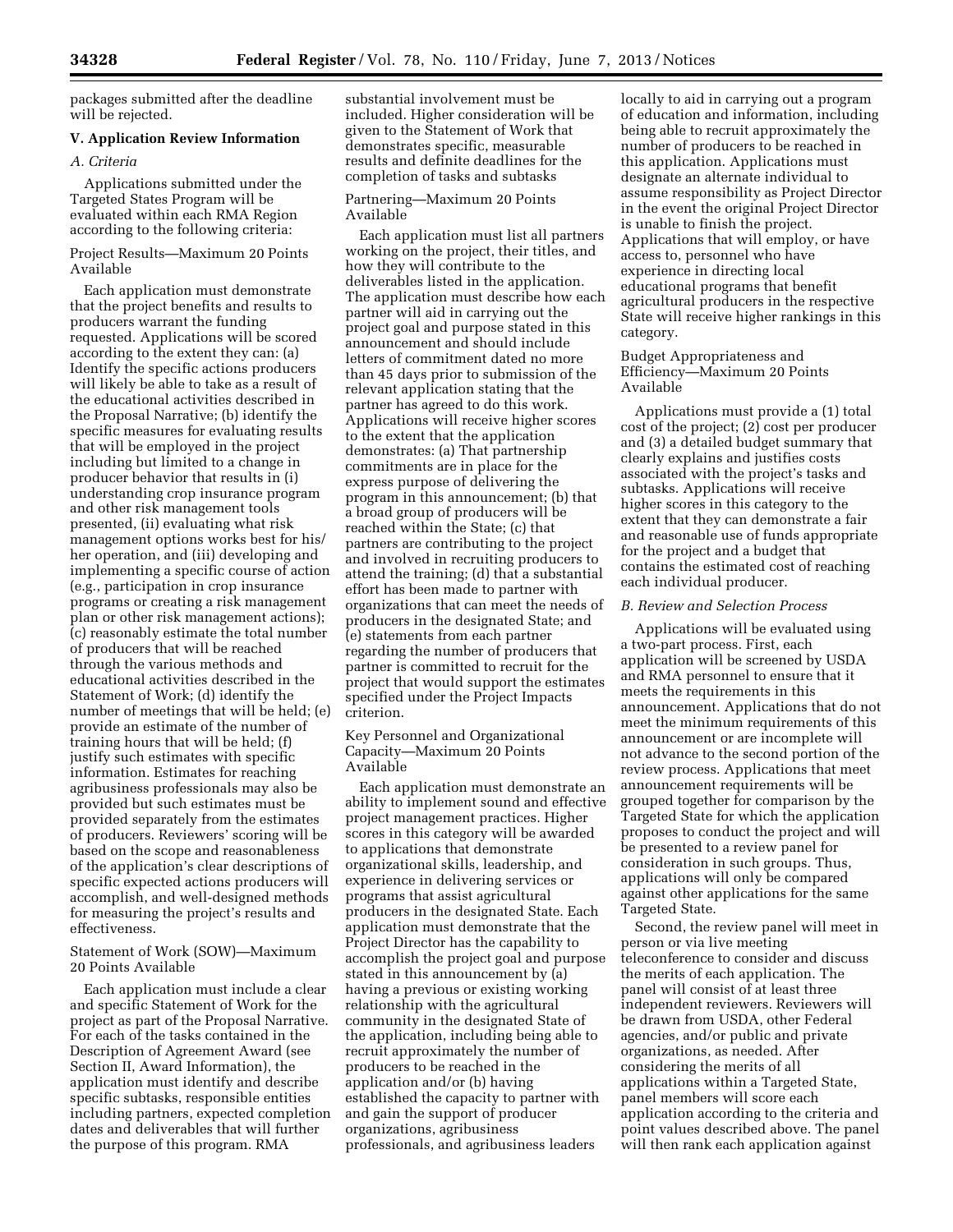packages submitted after the deadline will be rejected.

### V. Application Review Information

#### *A. Criteria*

Applications submitted under the Targeted States Program will be evaluated within each RMA Region according to the following criteria:

Project Results—Maximum 20 Points Available

Each application must demonstrate that the project benefits and results to producers warrant the funding requested. Applications will be scored according to the extent they can: (a) Identify the specific actions producers will likely be able to take as a result of the educational activities described in the Proposal Narrative; (b) identify the specific measures for evaluating results that will be employed in the project including but limited to a change in producer behavior that results in (i) understanding crop insurance program and other risk management tools presented, (ii) evaluating what risk management options works best for his/her operation, and (iii) developing and implementing a specific course of action (e.g., participation in crop insurance programs or creating a risk management plan or other risk management actions); (c) reasonably estimate the total number of producers that will be reached through the various methods and educational activities described in the Statement of Work; (d) identify the number of meetings that will be held; (e) provide an estimate of the number of training hours that will be held; (f) justify such estimates with specific information. Estimates for reaching agribusiness professionals may also be provided but such estimates must be provided separately from the estimates of producers. Reviewers' scoring will be based on the scope and reasonableness of the application's clear descriptions of specific expected actions producers will accomplish, and well-designed methods for measuring the project's results and effectiveness.

Statement of Work (SOW)—Maximum 20 Points Available

Each application must include a clear and specific Statement of Work for the project as part of the Proposal Narrative. For each of the tasks contained in the Description of Agreement Award (see Section II, Award Information), the application must identify and describe specific subtasks, responsible entities including partners, expected completion dates and deliverables that will further the purpose of this program. RMA substantial involvement must be included. Higher consideration will be given to the Statement of Work that demonstrates specific, measurable results and definite deadlines for the completion of tasks and subtasks

Partnering—Maximum 20 Points Available

Each application must list all partners working on the project, their titles, and how they will contribute to the deliverables listed in the application. The application must describe how each partner will aid in carrying out the project goal and purpose stated in this announcement and should include letters of commitment dated no more than 45 days prior to submission of the relevant application stating that the partner has agreed to do this work. Applications will receive higher scores to the extent that the application demonstrates: (a) That partnership commitments are in place for the express purpose of delivering the program in this announcement; (b) that a broad group of producers will be reached within the State; (c) that partners are contributing to the project and involved in recruiting producers to attend the training; (d) that a substantial effort has been made to partner with organizations that can meet the needs of producers in the designated State; and (e) statements from each partner regarding the number of producers that partner is committed to recruit for the project that would support the estimates specified under the Project Impacts criterion.

Key Personnel and Organizational Capacity—Maximum 20 Points Available

Each application must demonstrate an ability to implement sound and effective project management practices. Higher scores in this category will be awarded to applications that demonstrate organizational skills, leadership, and experience in delivering services or programs that assist agricultural producers in the designated State. Each application must demonstrate that the Project Director has the capability to accomplish the project goal and purpose stated in this announcement by (a) having a previous or existing working relationship with the agricultural community in the designated State of the application, including being able to recruit approximately the number of producers to be reached in the application and/or (b) having established the capacity to partner with and gain the support of producer organizations, agribusiness professionals, and agribusiness leaders locally to aid in carrying out a program of education and information, including being able to recruit approximately the number of producers to be reached in this application. Applications must designate an alternate individual to assume responsibility as Project Director in the event the original Project Director is unable to finish the project. Applications that will employ, or have access to, personnel who have experience in directing local educational programs that benefit agricultural producers in the respective State will receive higher rankings in this category.

Budget Appropriateness and Efficiency—Maximum 20 Points Available

Applications must provide a (1) total cost of the project; (2) cost per producer and (3) a detailed budget summary that clearly explains and justifies costs associated with the project's tasks and subtasks. Applications will receive higher scores in this category to the extent that they can demonstrate a fair and reasonable use of funds appropriate for the project and a budget that contains the estimated cost of reaching each individual producer.

#### *B. Review and Selection Process*

Applications will be evaluated using a two-part process. First, each application will be screened by USDA and RMA personnel to ensure that it meets the requirements in this announcement. Applications that do not meet the minimum requirements of this announcement or are incomplete will not advance to the second portion of the review process. Applications that meet announcement requirements will be grouped together for comparison by the Targeted State for which the application proposes to conduct the project and will be presented to a review panel for consideration in such groups. Thus, applications will only be compared against other applications for the same Targeted State.

Second, the review panel will meet in person or via live meeting teleconference to consider and discuss the merits of each application. The panel will consist of at least three independent reviewers. Reviewers will be drawn from USDA, other Federal agencies, and/or public and private organizations, as needed. After considering the merits of all applications within a Targeted State, panel members will score each application according to the criteria and point values described above. The panel will then rank each application against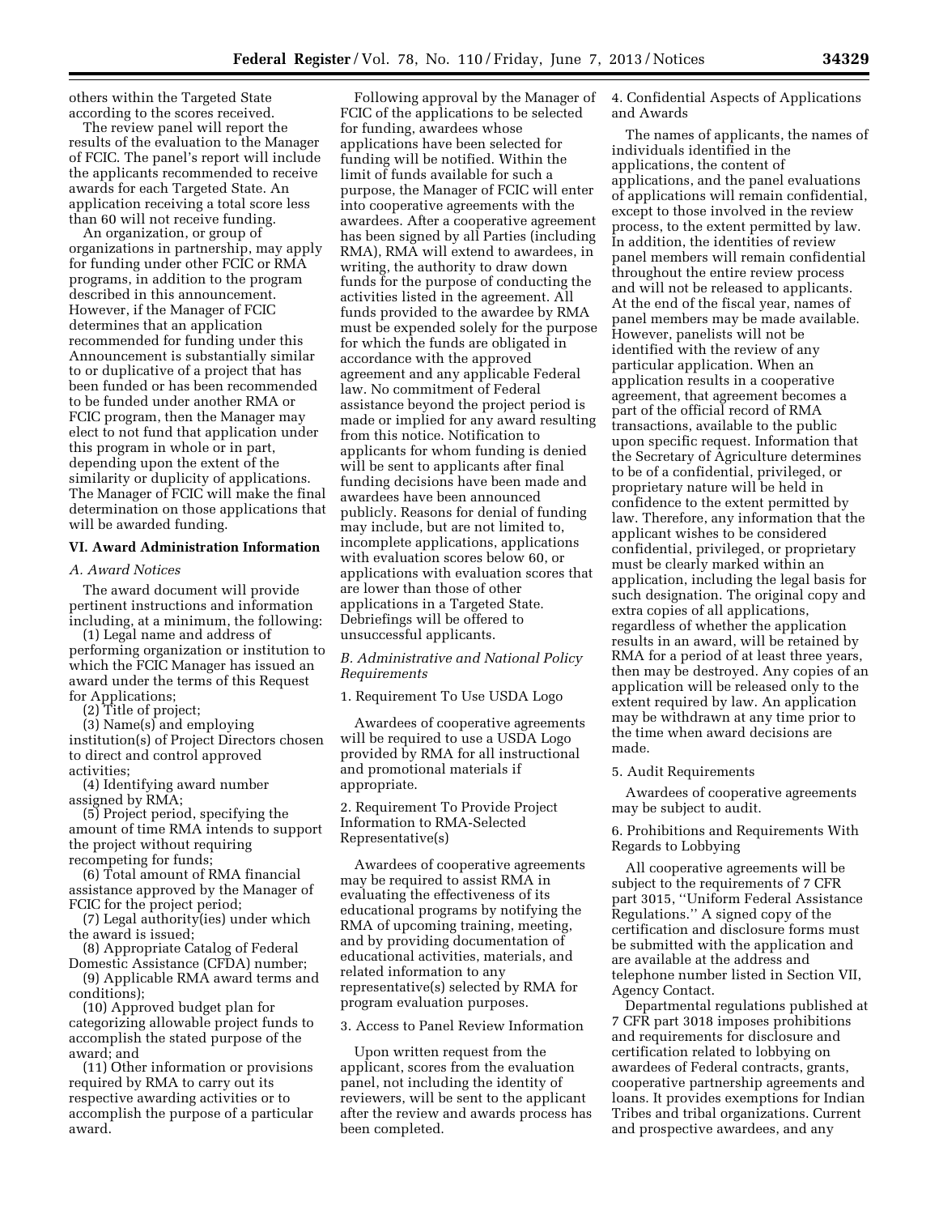others within the Targeted State according to the scores received.

The review panel will report the results of the evaluation to the Manager of FCIC. The panel's report will include the applicants recommended to receive awards for each Targeted State. An application receiving a total score less than 60 will not receive funding.

An organization, or group of organizations in partnership, may apply for funding under other FCIC or RMA programs, in addition to the program described in this announcement. However, if the Manager of FCIC determines that an application recommended for funding under this Announcement is substantially similar to or duplicative of a project that has been funded or has been recommended to be funded under another RMA or FCIC program, then the Manager may elect to not fund that application under this program in whole or in part, depending upon the extent of the similarity or duplicity of applications. The Manager of FCIC will make the final determination on those applications that will be awarded funding.

## VI. Award Administration Information

### *A. Award Notices*

The award document will provide pertinent instructions and information including, at a minimum, the following:

(1) Legal name and address of performing organization or institution to which the FCIC Manager has issued an award under the terms of this Request for Applications;

(2) Title of project;

(3) Name(s) and employing institution(s) of Project Directors chosen to direct and control approved activities;

(4) Identifying award number assigned by RMA;

(5) Project period, specifying the amount of time RMA intends to support the project without requiring recompeting for funds;

(6) Total amount of RMA financial assistance approved by the Manager of FCIC for the project period;

(7) Legal authority(ies) under which the award is issued;

(8) Appropriate Catalog of Federal Domestic Assistance (CFDA) number;

(9) Applicable RMA award terms and conditions);

(10) Approved budget plan for categorizing allowable project funds to accomplish the stated purpose of the award; and

(11) Other information or provisions required by RMA to carry out its respective awarding activities or to accomplish the purpose of a particular award.

Following approval by the Manager of FCIC of the applications to be selected for funding, awardees whose applications have been selected for funding will be notified. Within the limit of funds available for such a purpose, the Manager of FCIC will enter into cooperative agreements with the awardees. After a cooperative agreement has been signed by all Parties (including RMA), RMA will extend to awardees, in writing, the authority to draw down funds for the purpose of conducting the activities listed in the agreement. All funds provided to the awardee by RMA must be expended solely for the purpose for which the funds are obligated in accordance with the approved agreement and any applicable Federal law. No commitment of Federal assistance beyond the project period is made or implied for any award resulting from this notice. Notification to applicants for whom funding is denied will be sent to applicants after final funding decisions have been made and awardees have been announced publicly. Reasons for denial of funding may include, but are not limited to, incomplete applications, applications with evaluation scores below 60, or applications with evaluation scores that are lower than those of other applications in a Targeted State. Debriefings will be offered to unsuccessful applicants.

### *B. Administrative and National Policy Requirements*

1. Requirement To Use USDA Logo

Awardees of cooperative agreements will be required to use a USDA Logo provided by RMA for all instructional and promotional materials if appropriate.

2. Requirement To Provide Project Information to RMA-Selected Representative(s)

Awardees of cooperative agreements may be required to assist RMA in evaluating the effectiveness of its educational programs by notifying the RMA of upcoming training, meeting, and by providing documentation of educational activities, materials, and related information to any representative(s) selected by RMA for program evaluation purposes.

3. Access to Panel Review Information

Upon written request from the applicant, scores from the evaluation panel, not including the identity of reviewers, will be sent to the applicant after the review and awards process has been completed.

4. Confidential Aspects of Applications and Awards

The names of applicants, the names of individuals identified in the applications, the content of applications, and the panel evaluations of applications will remain confidential, except to those involved in the review process, to the extent permitted by law. In addition, the identities of review panel members will remain confidential throughout the entire review process and will not be released to applicants. At the end of the fiscal year, names of panel members may be made available. However, panelists will not be identified with the review of any particular application. When an application results in a cooperative agreement, that agreement becomes a part of the official record of RMA transactions, available to the public upon specific request. Information that the Secretary of Agriculture determines to be of a confidential, privileged, or proprietary nature will be held in confidence to the extent permitted by law. Therefore, any information that the applicant wishes to be considered confidential, privileged, or proprietary must be clearly marked within an application, including the legal basis for such designation. The original copy and extra copies of all applications, regardless of whether the application results in an award, will be retained by RMA for a period of at least three years, then may be destroyed. Any copies of an application will be released only to the extent required by law. An application may be withdrawn at any time prior to the time when award decisions are made.

5. Audit Requirements

Awardees of cooperative agreements may be subject to audit.

6. Prohibitions and Requirements With Regards to Lobbying

All cooperative agreements will be subject to the requirements of 7 CFR part 3015, ''Uniform Federal Assistance Regulations.'' A signed copy of the certification and disclosure forms must be submitted with the application and are available at the address and telephone number listed in Section VII, Agency Contact.

Departmental regulations published at 7 CFR part 3018 imposes prohibitions and requirements for disclosure and certification related to lobbying on awardees of Federal contracts, grants, cooperative partnership agreements and loans. It provides exemptions for Indian Tribes and tribal organizations. Current and prospective awardees, and any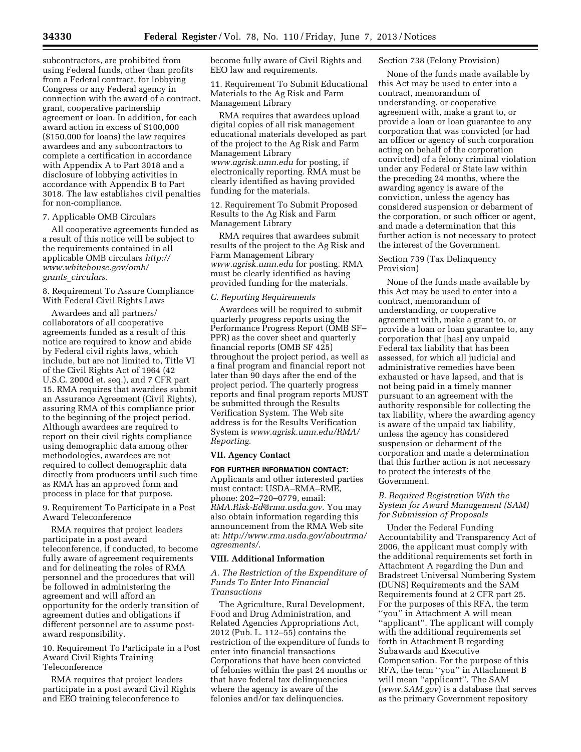subcontractors, are prohibited from using Federal funds, other than profits from a Federal contract, for lobbying Congress or any Federal agency in connection with the award of a contract, grant, cooperative partnership agreement or loan. In addition, for each award action in excess of $100,000 ($150,000 for loans) the law requires awardees and any subcontractors to complete a certification in accordance with Appendix A to Part 3018 and a disclosure of lobbying activities in accordance with Appendix B to Part 3018. The law establishes civil penalties for non-compliance.

7. Applicable OMB Circulars

All cooperative agreements funded as a result of this notice will be subject to the requirements contained in all applicable OMB circulars *http://www.whitehouse.gov/omb/grants_circulars.*

8. Requirement To Assure Compliance With Federal Civil Rights Laws

Awardees and all partners/collaborators of all cooperative agreements funded as a result of this notice are required to know and abide by Federal civil rights laws, which include, but are not limited to, Title VI of the Civil Rights Act of 1964 (42 U.S.C. 2000d et. seq.), and 7 CFR part 15. RMA requires that awardees submit an Assurance Agreement (Civil Rights), assuring RMA of this compliance prior to the beginning of the project period. Although awardees are required to report on their civil rights compliance using demographic data among other methodologies, awardees are not required to collect demographic data directly from producers until such time as RMA has an approved form and process in place for that purpose.

9. Requirement To Participate in a Post Award Teleconference

RMA requires that project leaders participate in a post award teleconference, if conducted, to become fully aware of agreement requirements and for delineating the roles of RMA personnel and the procedures that will be followed in administering the agreement and will afford an opportunity for the orderly transition of agreement duties and obligations if different personnel are to assume post-award responsibility.

10. Requirement To Participate in a Post Award Civil Rights Training Teleconference

RMA requires that project leaders participate in a post award Civil Rights and EEO training teleconference to become fully aware of Civil Rights and EEO law and requirements.

11. Requirement To Submit Educational Materials to the Ag Risk and Farm Management Library

RMA requires that awardees upload digital copies of all risk management educational materials developed as part of the project to the Ag Risk and Farm Management Library *www.agrisk.umn.edu* for posting, if electronically reporting. RMA must be clearly identified as having provided funding for the materials.

12. Requirement To Submit Proposed Results to the Ag Risk and Farm Management Library

RMA requires that awardees submit results of the project to the Ag Risk and Farm Management Library *www.agrisk.umn.edu* for posting. RMA must be clearly identified as having provided funding for the materials.

### *C. Reporting Requirements*

Awardees will be required to submit quarterly progress reports using the Performance Progress Report (OMB SF–PPR) as the cover sheet and quarterly financial reports (OMB SF 425) throughout the project period, as well as a final program and financial report not later than 90 days after the end of the project period. The quarterly progress reports and final program reports MUST be submitted through the Results Verification System. The Web site address is for the Results Verification System is *www.agrisk.umn.edu/RMA/Reporting*.

## VII. Agency Contact

**FOR FURTHER INFORMATION CONTACT:** Applicants and other interested parties must contact: USDA–RMA–RME, phone: 202–720–0779, email: *RMA.Risk-Ed@rma.usda.gov*. You may also obtain information regarding this announcement from the RMA Web site at: *http://www.rma.usda.gov/aboutrma/agreements/*.

## VIII. Additional Information

### *A. The Restriction of the Expenditure of Funds To Enter Into Financial Transactions*

The Agriculture, Rural Development, Food and Drug Administration, and Related Agencies Appropriations Act, 2012 (Pub. L. 112–55) contains the restriction of the expenditure of funds to enter into financial transactions Corporations that have been convicted of felonies within the past 24 months or that have federal tax delinquencies where the agency is aware of the felonies and/or tax delinquencies.

Section 738 (Felony Provision)

None of the funds made available by this Act may be used to enter into a contract, memorandum of understanding, or cooperative agreement with, make a grant to, or provide a loan or loan guarantee to any corporation that was convicted (or had an officer or agency of such corporation acting on behalf of the corporation convicted) of a felony criminal violation under any Federal or State law within the preceding 24 months, where the awarding agency is aware of the conviction, unless the agency has considered suspension or debarment of the corporation, or such officer or agent, and made a determination that this further action is not necessary to protect the interest of the Government.

Section 739 (Tax Delinquency Provision)

None of the funds made available by this Act may be used to enter into a contract, memorandum of understanding, or cooperative agreement with, make a grant to, or provide a loan or loan guarantee to, any corporation that [has] any unpaid Federal tax liability that has been assessed, for which all judicial and administrative remedies have been exhausted or have lapsed, and that is not being paid in a timely manner pursuant to an agreement with the authority responsible for collecting the tax liability, where the awarding agency is aware of the unpaid tax liability, unless the agency has considered suspension or debarment of the corporation and made a determination that this further action is not necessary to protect the interests of the Government.

### *B. Required Registration With the System for Award Management (SAM) for Submission of Proposals*

Under the Federal Funding Accountability and Transparency Act of 2006, the applicant must comply with the additional requirements set forth in Attachment A regarding the Dun and Bradstreet Universal Numbering System (DUNS) Requirements and the SAM Requirements found at 2 CFR part 25. For the purposes of this RFA, the term ''you'' in Attachment A will mean ''applicant''. The applicant will comply with the additional requirements set forth in Attachment B regarding Subawards and Executive Compensation. For the purpose of this RFA, the term ''you'' in Attachment B will mean ''applicant''. The SAM (*www.SAM.gov*) is a database that serves as the primary Government repository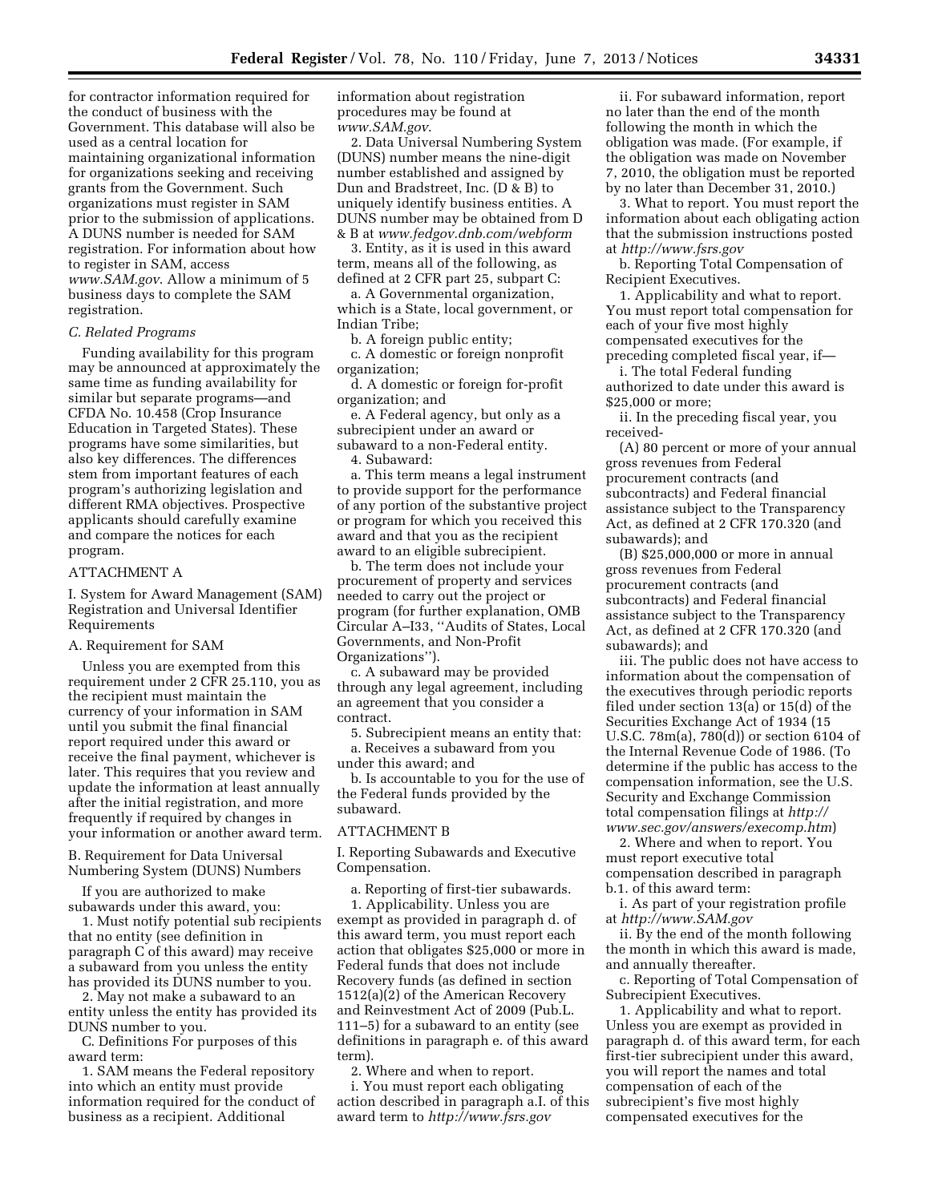for contractor information required for the conduct of business with the Government. This database will also be used as a central location for maintaining organizational information for organizations seeking and receiving grants from the Government. Such organizations must register in SAM prior to the submission of applications. A DUNS number is needed for SAM registration. For information about how to register in SAM, access *www.SAM.gov*. Allow a minimum of 5 business days to complete the SAM registration.

### *C. Related Programs*

Funding availability for this program may be announced at approximately the same time as funding availability for similar but separate programs—and CFDA No. 10.458 (Crop Insurance Education in Targeted States). These programs have some similarities, but also key differences. The differences stem from important features of each program's authorizing legislation and different RMA objectives. Prospective applicants should carefully examine and compare the notices for each program.

## ATTACHMENT A

I. System for Award Management (SAM) Registration and Universal Identifier Requirements

A. Requirement for SAM

Unless you are exempted from this requirement under 2 CFR 25.110, you as the recipient must maintain the currency of your information in SAM until you submit the final financial report required under this award or receive the final payment, whichever is later. This requires that you review and update the information at least annually after the initial registration, and more frequently if required by changes in your information or another award term.

B. Requirement for Data Universal Numbering System (DUNS) Numbers

If you are authorized to make subawards under this award, you:

1. Must notify potential sub recipients that no entity (see definition in paragraph C of this award) may receive a subaward from you unless the entity has provided its DUNS number to you.

2. May not make a subaward to an entity unless the entity has provided its DUNS number to you.

C. Definitions For purposes of this award term:

1. SAM means the Federal repository into which an entity must provide information required for the conduct of business as a recipient. Additional information about registration procedures may be found at *www.SAM.gov*.

2. Data Universal Numbering System (DUNS) number means the nine-digit number established and assigned by Dun and Bradstreet, Inc. (D & B) to uniquely identify business entities. A DUNS number may be obtained from D & B at *www.fedgov.dnb.com/webform*

3. Entity, as it is used in this award term, means all of the following, as defined at 2 CFR part 25, subpart C:

a. A Governmental organization, which is a State, local government, or Indian Tribe;

b. A foreign public entity;

c. A domestic or foreign nonprofit organization;

d. A domestic or foreign for-profit organization; and

e. A Federal agency, but only as a subrecipient under an award or subaward to a non-Federal entity.

4. Subaward:

a. This term means a legal instrument to provide support for the performance of any portion of the substantive project or program for which you received this award and that you as the recipient award to an eligible subrecipient.

b. The term does not include your procurement of property and services needed to carry out the project or program (for further explanation, OMB Circular A–I33, ''Audits of States, Local Governments, and Non-Profit Organizations'').

c. A subaward may be provided through any legal agreement, including an agreement that you consider a contract.

5. Subrecipient means an entity that:

a. Receives a subaward from you under this award; and

b. Is accountable to you for the use of the Federal funds provided by the subaward.

## ATTACHMENT B

I. Reporting Subawards and Executive Compensation.

a. Reporting of first-tier subawards.

1. Applicability. Unless you are exempt as provided in paragraph d. of this award term, you must report each action that obligates $25,000 or more in Federal funds that does not include Recovery funds (as defined in section 1512(a)(2) of the American Recovery and Reinvestment Act of 2009 (Pub.L. 111–5) for a subaward to an entity (see definitions in paragraph e. of this award term).

2. Where and when to report.

i. You must report each obligating action described in paragraph a.I. of this award term to *http://www.fsrs.gov*

ii. For subaward information, report no later than the end of the month following the month in which the obligation was made. (For example, if the obligation was made on November 7, 2010, the obligation must be reported by no later than December 31, 2010.)

3. What to report. You must report the information about each obligating action that the submission instructions posted at *http://www.fsrs.gov*

b. Reporting Total Compensation of Recipient Executives.

1. Applicability and what to report. You must report total compensation for each of your five most highly compensated executives for the preceding completed fiscal year, if—

i. The total Federal funding authorized to date under this award is $25,000 or more;

ii. In the preceding fiscal year, you received-

(A) 80 percent or more of your annual gross revenues from Federal procurement contracts (and subcontracts) and Federal financial assistance subject to the Transparency Act, as defined at 2 CFR 170.320 (and subawards); and

(B) $25,000,000 or more in annual gross revenues from Federal procurement contracts (and subcontracts) and Federal financial assistance subject to the Transparency Act, as defined at 2 CFR 170.320 (and subawards); and

iii. The public does not have access to information about the compensation of the executives through periodic reports filed under section 13(a) or 15(d) of the Securities Exchange Act of 1934 (15 U.S.C. 78m(a), 78o(d)) or section 6104 of the Internal Revenue Code of 1986. (To determine if the public has access to the compensation information, see the U.S. Security and Exchange Commission total compensation filings at *http://www.sec.gov/answers/execomp.htm*)

2. Where and when to report. You must report executive total compensation described in paragraph b.1. of this award term:

i. As part of your registration profile at *http://www.SAM.gov*

ii. By the end of the month following the month in which this award is made, and annually thereafter.

c. Reporting of Total Compensation of Subrecipient Executives.

1. Applicability and what to report. Unless you are exempt as provided in paragraph d. of this award term, for each first-tier subrecipient under this award, you will report the names and total compensation of each of the subrecipient's five most highly compensated executives for the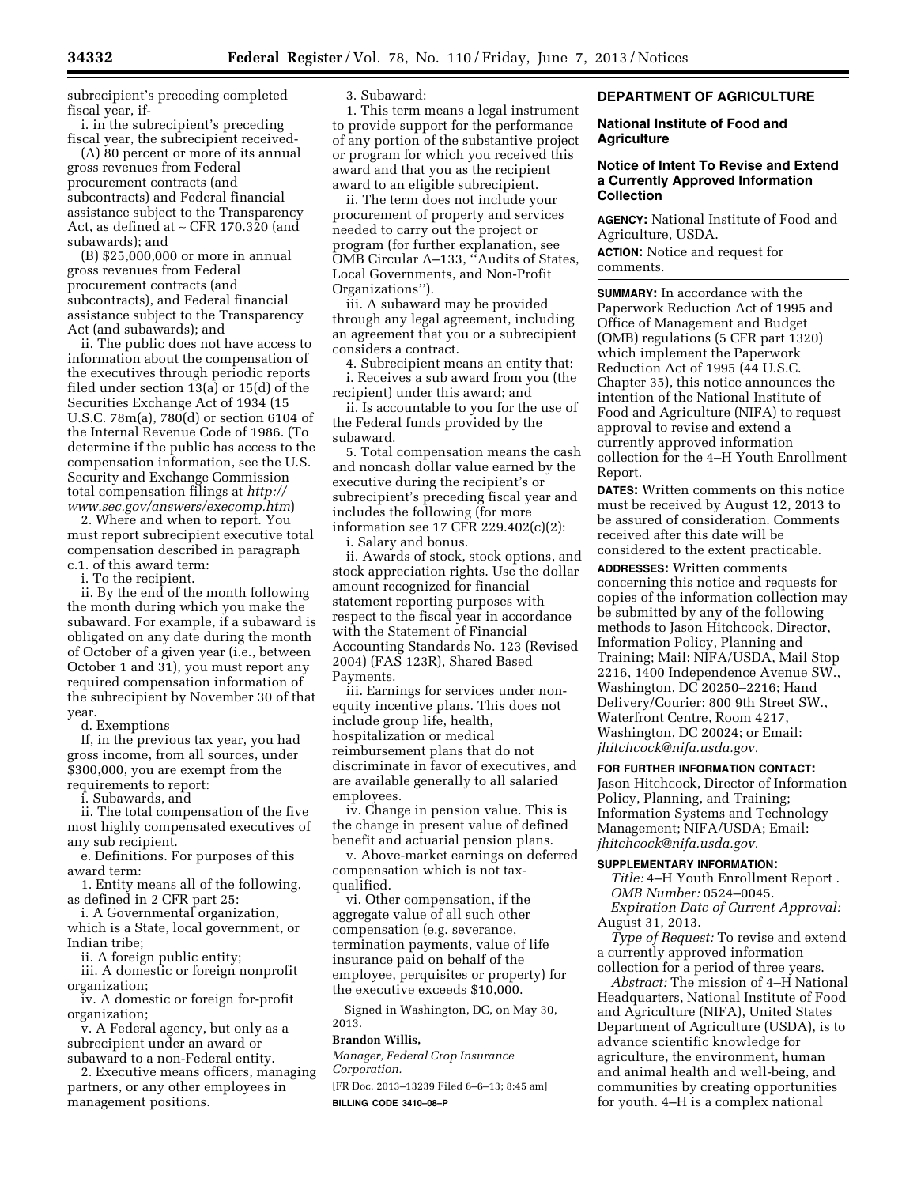subrecipient's preceding completed fiscal year, if-

i. in the subrecipient's preceding fiscal year, the subrecipient received-

(A) 80 percent or more of its annual gross revenues from Federal procurement contracts (and subcontracts) and Federal financial assistance subject to the Transparency Act, as defined at ~ CFR 170.320 (and subawards); and

(B) $25,000,000 or more in annual gross revenues from Federal procurement contracts (and subcontracts), and Federal financial assistance subject to the Transparency Act (and subawards); and

ii. The public does not have access to information about the compensation of the executives through periodic reports filed under section 13(a) or 15(d) of the Securities Exchange Act of 1934 (15 U.S.C. 78m(a), 780(d) or section 6104 of the Internal Revenue Code of 1986. (To determine if the public has access to the compensation information, see the U.S. Security and Exchange Commission total compensation filings at *http://www.sec.gov/answers/execomp.htm*)

2. Where and when to report. You must report subrecipient executive total compensation described in paragraph c.1. of this award term:

i. To the recipient.

ii. By the end of the month following the month during which you make the subaward. For example, if a subaward is obligated on any date during the month of October of a given year (i.e., between October 1 and 31), you must report any required compensation information of the subrecipient by November 30 of that year.

d. Exemptions

If, in the previous tax year, you had gross income, from all sources, under $300,000, you are exempt from the requirements to report:

i. Subawards, and

ii. The total compensation of the five most highly compensated executives of any sub recipient.

e. Definitions. For purposes of this award term:

1. Entity means all of the following, as defined in 2 CFR part 25:

i. A Governmental organization, which is a State, local government, or Indian tribe;

ii. A foreign public entity;

iii. A domestic or foreign nonprofit organization;

iv. A domestic or foreign for-profit organization;

v. A Federal agency, but only as a subrecipient under an award or subaward to a non-Federal entity.

2. Executive means officers, managing partners, or any other employees in management positions.

3. Subaward:

1. This term means a legal instrument to provide support for the performance of any portion of the substantive project or program for which you received this award and that you as the recipient award to an eligible subrecipient.

ii. The term does not include your procurement of property and services needed to carry out the project or program (for further explanation, see OMB Circular A–133, ''Audits of States, Local Governments, and Non-Profit Organizations'').

iii. A subaward may be provided through any legal agreement, including an agreement that you or a subrecipient considers a contract.

4. Subrecipient means an entity that:

i. Receives a sub award from you (the recipient) under this award; and

ii. Is accountable to you for the use of the Federal funds provided by the subaward.

5. Total compensation means the cash and noncash dollar value earned by the executive during the recipient's or subrecipient's preceding fiscal year and includes the following (for more information see 17 CFR 229.402(c)(2):

i. Salary and bonus.

ii. Awards of stock, stock options, and stock appreciation rights. Use the dollar amount recognized for financial statement reporting purposes with respect to the fiscal year in accordance with the Statement of Financial Accounting Standards No. 123 (Revised 2004) (FAS 123R), Shared Based Payments.

iii. Earnings for services under non-equity incentive plans. This does not include group life, health, hospitalization or medical reimbursement plans that do not discriminate in favor of executives, and are available generally to all salaried employees.

iv. Change in pension value. This is the change in present value of defined benefit and actuarial pension plans.

v. Above-market earnings on deferred compensation which is not tax-qualified.

vi. Other compensation, if the aggregate value of all such other compensation (e.g. severance, termination payments, value of life insurance paid on behalf of the employee, perquisites or property) for the executive exceeds $10,000.

Signed in Washington, DC, on May 30, 2013.

**Brandon Willis,**

*Manager, Federal Crop Insurance Corporation.*

[FR Doc. 2013–13239 Filed 6–6–13; 8:45 am]

**BILLING CODE 3410–08–P**

## DEPARTMENT OF AGRICULTURE

### National Institute of Food and Agriculture

### Notice of Intent To Revise and Extend a Currently Approved Information Collection

**AGENCY:** National Institute of Food and Agriculture, USDA.

**ACTION:** Notice and request for comments.

**SUMMARY:** In accordance with the Paperwork Reduction Act of 1995 and Office of Management and Budget (OMB) regulations (5 CFR part 1320) which implement the Paperwork Reduction Act of 1995 (44 U.S.C. Chapter 35), this notice announces the intention of the National Institute of Food and Agriculture (NIFA) to request approval to revise and extend a currently approved information collection for the 4–H Youth Enrollment Report.

**DATES:** Written comments on this notice must be received by August 12, 2013 to be assured of consideration. Comments received after this date will be considered to the extent practicable.

**ADDRESSES:** Written comments concerning this notice and requests for copies of the information collection may be submitted by any of the following methods to Jason Hitchcock, Director, Information Policy, Planning and Training; Mail: NIFA/USDA, Mail Stop 2216, 1400 Independence Avenue SW., Washington, DC 20250–2216; Hand Delivery/Courier: 800 9th Street SW., Waterfront Centre, Room 4217, Washington, DC 20024; or Email: *jhitchcock@nifa.usda.gov.*

**FOR FURTHER INFORMATION CONTACT:** Jason Hitchcock, Director of Information Policy, Planning, and Training; Information Systems and Technology Management; NIFA/USDA; Email: *jhitchcock@nifa.usda.gov.*

**SUPPLEMENTARY INFORMATION:**

*Title:* 4–H Youth Enrollment Report .

*OMB Number:* 0524–0045.

*Expiration Date of Current Approval:* August 31, 2013.

*Type of Request:* To revise and extend a currently approved information collection for a period of three years.

*Abstract:* The mission of 4–H National Headquarters, National Institute of Food and Agriculture (NIFA), United States Department of Agriculture (USDA), is to advance scientific knowledge for agriculture, the environment, human and animal health and well-being, and communities by creating opportunities for youth. 4–H is a complex national